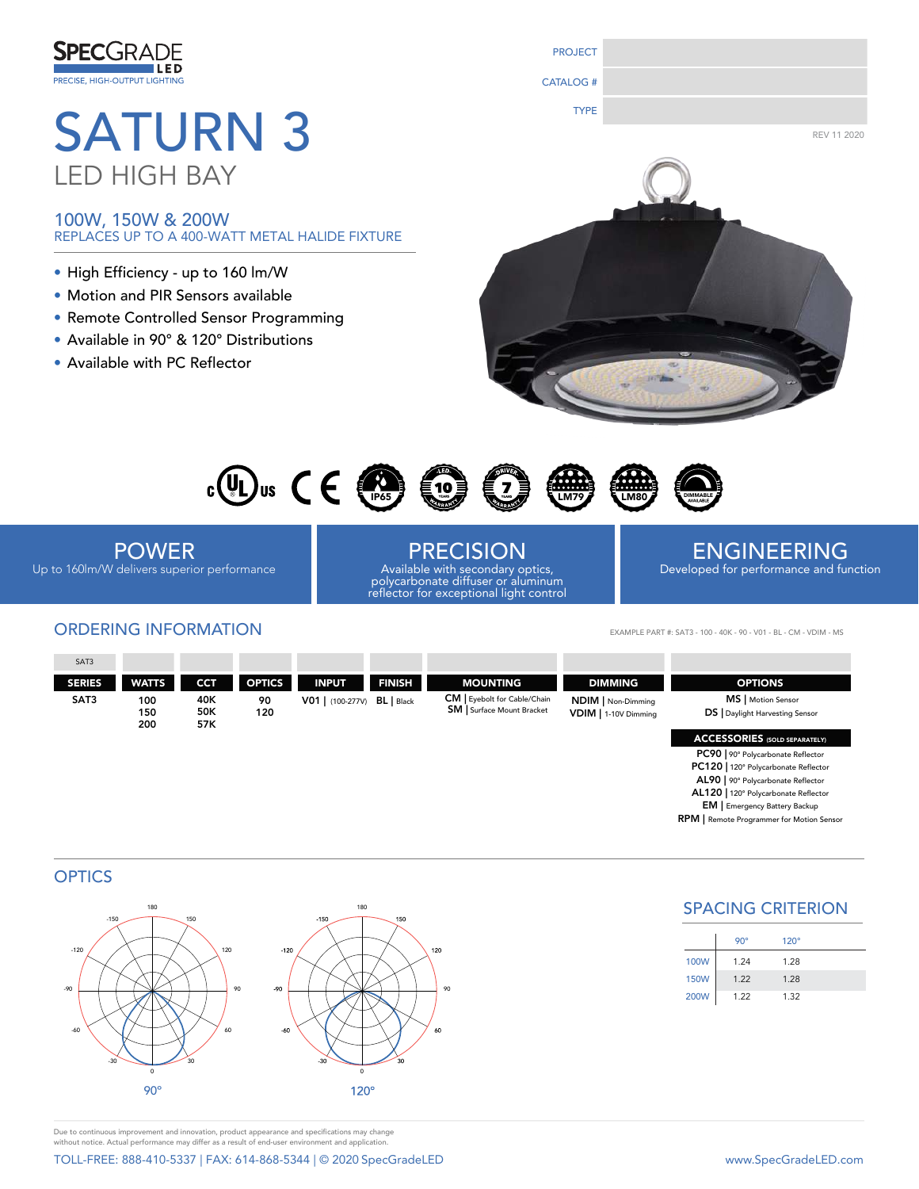SPECGRADE LED
PRECISE, HIGH-OUTPUT LIGHTING

| PROJECT | |
|---|---|
| CATALOG # | |
| TYPE | |

REV 11 2020

# SATURN 3

## LED HIGH BAY

### 100W, 150W & 200W

REPLACES UP TO A 400-WATT METAL HALIDE FIXTURE

- High Efficiency - up to 160 lm/W
- Motion and PIR Sensors available
- Remote Controlled Sensor Programming
- Available in 90° & 120° Distributions
- Available with PC Reflector

**POWER**
Up to 160lm/W delivers superior performance

**PRECISION**
Available with secondary optics, polycarbonate diffuser or aluminum reflector for exceptional light control

**ENGINEERING**
Developed for performance and function

## ORDERING INFORMATION

EXAMPLE PART #: SAT3 - 100 - 40K - 90 - V01 - BL - CM - VDIM - MS

| SAT3 | | | | | | | | |
|---|---|---|---|---|---|---|---|---|
| **SERIES** | **WATTS** | **CCT** | **OPTICS** | **INPUT** | **FINISH** | **MOUNTING** | **DIMMING** | **OPTIONS** |
| SAT3 | 100<br>150<br>200 | 40K<br>50K<br>57K | 90<br>120 | V01 \| (100-277V) | BL \| Black | CM \| Eyebolt for Cable/Chain<br>SM \| Surface Mount Bracket | NDIM \| Non-Dimming<br>VDIM \| 1-10V Dimming | MS \| Motion Sensor<br>DS \| Daylight Harvesting Sensor |

**ACCESSORIES** (SOLD SEPARATELY)

- **PC90** | 90° Polycarbonate Reflector
- **PC120** | 120° Polycarbonate Reflector
- **AL90** | 90° Polycarbonate Reflector
- **AL120** | 120° Polycarbonate Reflector
- **EM** | Emergency Battery Backup
- **RPM** | Remote Programmer for Motion Sensor

## OPTICS

90°

120°

## SPACING CRITERION

| | 90° | 120° |
|---|---|---|
| 100W | 1.24 | 1.28 |
| 150W | 1.22 | 1.28 |
| 200W | 1.22 | 1.32 |

Due to continuous improvement and innovation, product appearance and specifications may change without notice. Actual performance may differ as a result of end-user environment and application.

TOLL-FREE: 888-410-5337 | FAX: 614-868-5344 | © 2020 SpecGradeLED

www.SpecGradeLED.com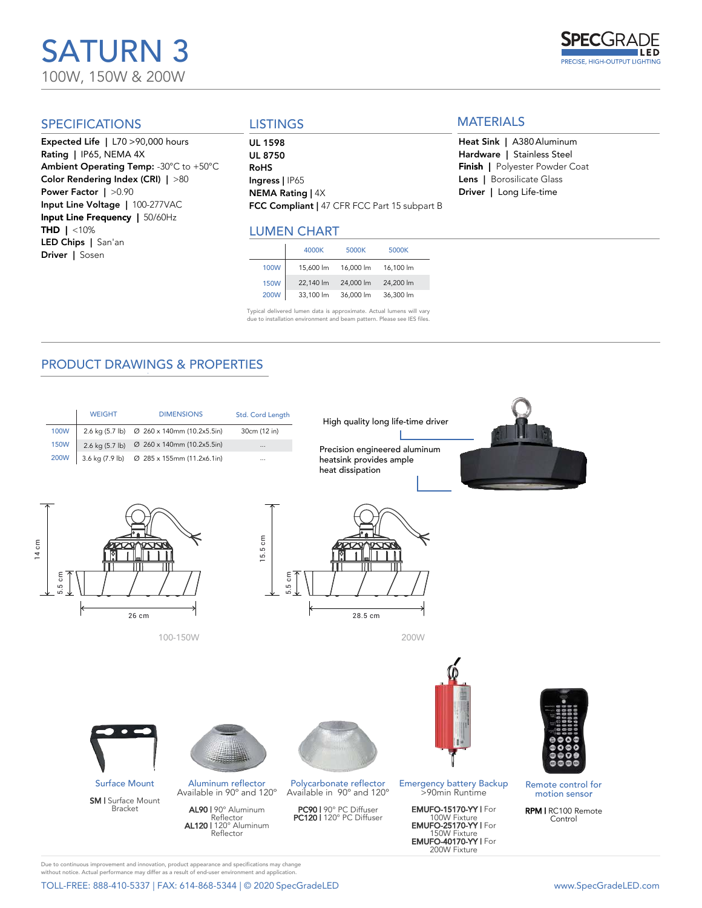# SATURN 3

100W, 150W & 200W

SPECGRADE LED
PRECISE, HIGH-OUTPUT LIGHTING

## SPECIFICATIONS

**Expected Life** | L70 >90,000 hours
**Rating** | IP65, NEMA 4X
**Ambient Operating Temp:** -30°C to +50°C
**Color Rendering Index (CRI)** | >80
**Power Factor** | >0.90
**Input Line Voltage** | 100-277VAC
**Input Line Frequency** | 50/60Hz
**THD** | <10%
**LED Chips** | San'an
**Driver** | Sosen

## LISTINGS

**UL 1598**
**UL 8750**
**RoHS**
**Ingress** | IP65
**NEMA Rating** | 4X
**FCC Compliant** | 47 CFR FCC Part 15 subpart B

## LUMEN CHART

| | 4000K | 5000K | 5000K |
|---|---|---|---|
| 100W | 15,600 lm | 16,000 lm | 16,100 lm |
| 150W | 22,140 lm | 24,000 lm | 24,200 lm |
| 200W | 33,100 lm | 36,000 lm | 36,300 lm |

Typical delivered lumen data is approximate. Actual lumens will vary due to installation environment and beam pattern. Please see IES files.

## MATERIALS

**Heat Sink** | A380 Aluminum
**Hardware** | Stainless Steel
**Finish** | Polyester Powder Coat
**Lens** | Borosilicate Glass
**Driver** | Long Life-time

## PRODUCT DRAWINGS & PROPERTIES

| | WEIGHT | DIMENSIONS | Std. Cord Length |
|---|---|---|---|
| 100W | 2.6 kg (5.7 lb) | Ø 260 x 140mm (10.2x5.5in) | 30cm (12 in) |
| 150W | 2.6 kg (5.7 lb) | Ø 260 x 140mm (10.2x5.5in) | ... |
| 200W | 3.6 kg (7.9 lb) | Ø 285 x 155mm (11.2x6.1in) | ... |

High quality long life-time driver

Precision engineered aluminum heatsink provides ample heat dissipation

14 cm
5.5 cm
26 cm

100-150W

15.5 cm
5.5 cm
28.5 cm

200W

**Surface Mount**
**SM** | Surface Mount Bracket

**Aluminum reflector**
Available in 90° and 120°
**AL90** | 90° Aluminum Reflector
**AL120** | 120° Aluminum Reflector

**Polycarbonate reflector**
Available in 90° and 120°
**PC90** | 90° PC Diffuser
**PC120** | 120° PC Diffuser

**Emergency battery Backup**
>90min Runtime
**EMUFO-15170-YY** | For 100W Fixture
**EMUFO-25170-YY** | For 150W Fixture
**EMUFO-40170-YY** | For 200W Fixture

**Remote control for motion sensor**
**RPM** | RC100 Remote Control

Due to continuous improvement and innovation, product appearance and specifications may change without notice. Actual performance may differ as a result of end-user environment and application.

TOLL-FREE: 888-410-5337 | FAX: 614-868-5344 | © 2020 SpecGradeLED www.SpecGradeLED.com